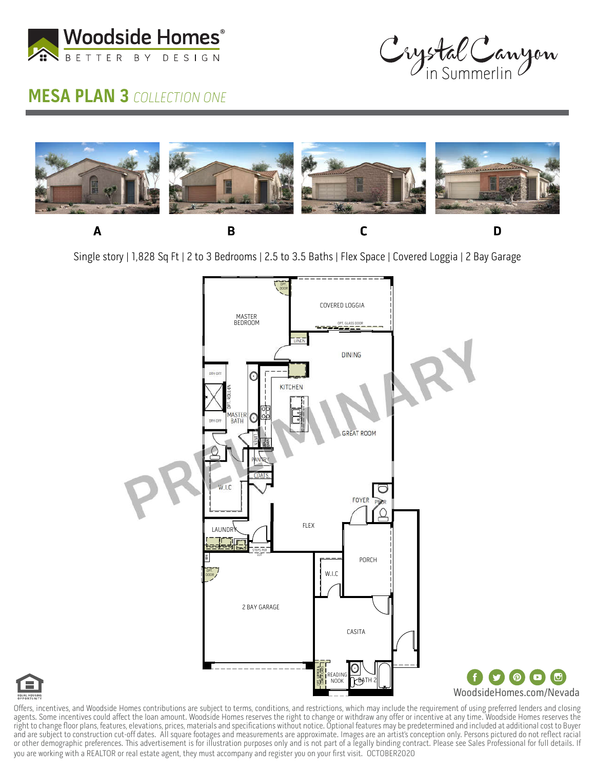Woodside Homes®
BETTER BY DESIGN

Crystal Canyon in Summerlin

# MESA PLAN 3 *COLLECTION ONE*

A B C D

Single story | 1,828 Sq Ft | 2 to 3 Bedrooms | 2.5 to 3.5 Baths | Flex Space | Covered Loggia | 2 Bay Garage

OPT. DOOR
COVERED LOGGIA
OPT. GLASS DOOR
MASTER BEDROOM
LINEN
DINING
DRY OFF
OPT. ROLL-IN
KITCHEN
MASTER BATH
DRY OFF
LINEN
GREAT ROOM
PANTRY
COATS
W.I.C
FOYER
PWDR
LAUNDRY
FLEX
STEPS PER LOT
OPT. DOOR
W.I.C
PORCH
2 BAY GARAGE
CASITA
OPT. UPPER & LOWER CABS
READING NOOK
BATH 2

PRELIMINARY

WoodsideHomes.com/Nevada

EQUAL HOUSING OPPORTUNITY

Offers, incentives, and Woodside Homes contributions are subject to terms, conditions, and restrictions, which may include the requirement of using preferred lenders and closing agents. Some incentives could affect the loan amount. Woodside Homes reserves the right to change or withdraw any offer or incentive at any time. Woodside Homes reserves the right to change floor plans, features, elevations, prices, materials and specifications without notice. Optional features may be predetermined and included at additional cost to Buyer and are subject to construction cut-off dates. All square footages and measurements are approximate. Images are an artist's conception only. Persons pictured do not reflect racial or other demographic preferences. This advertisement is for illustration purposes only and is not part of a legally binding contract. Please see Sales Professional for full details. If you are working with a REALTOR or real estate agent, they must accompany and register you on your first visit. OCTOBER2020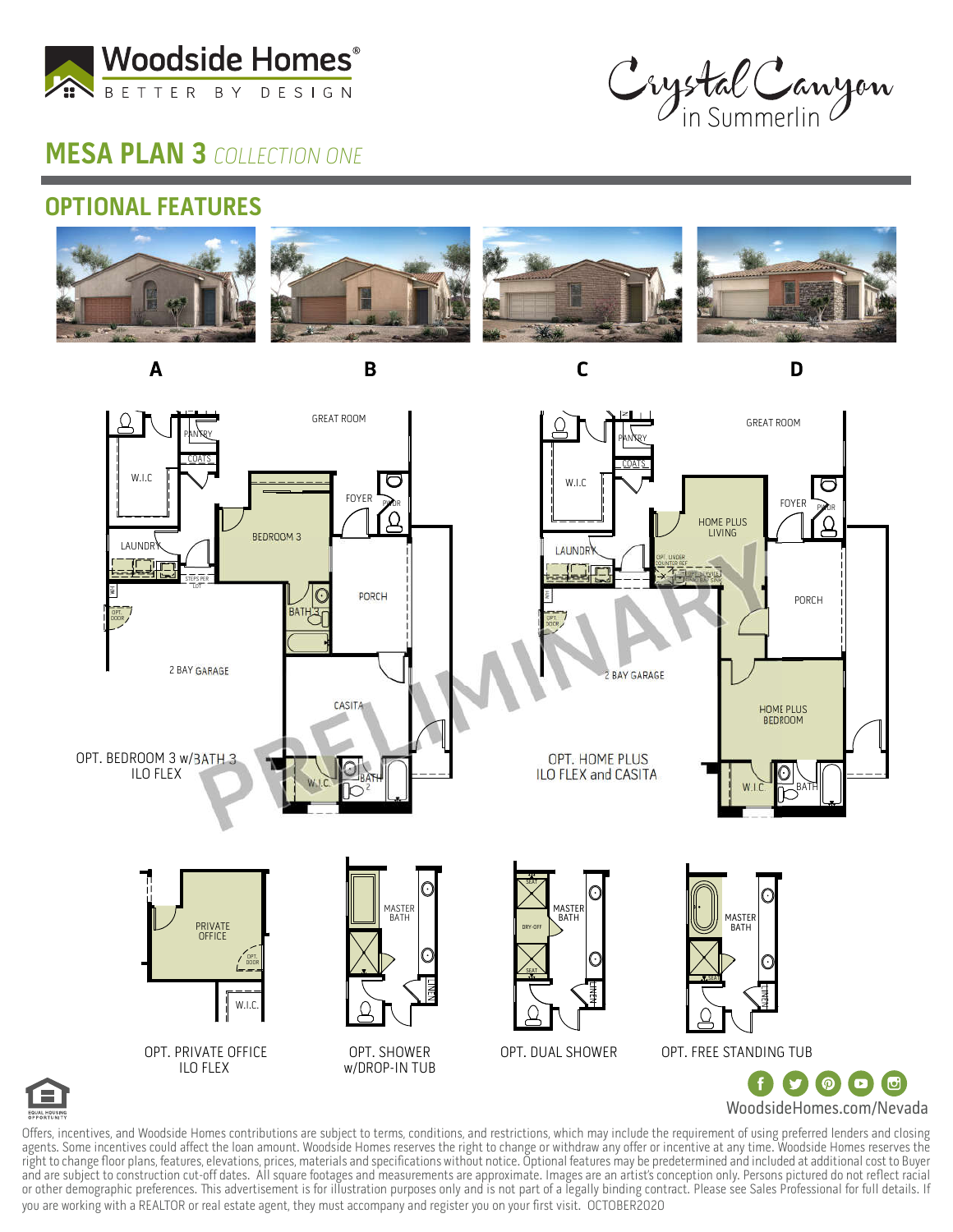# MESA PLAN 3 *COLLECTION ONE*

## OPTIONAL FEATURES

A

B

C

D

OPT. BEDROOM 3 w/BATH 3 ILO FLEX

OPT. HOME PLUS ILO FLEX and CASITA

OPT. PRIVATE OFFICE ILO FLEX

OPT. SHOWER w/DROP-IN TUB

OPT. DUAL SHOWER

OPT. FREE STANDING TUB

WoodsideHomes.com/Nevada

Offers, incentives, and Woodside Homes contributions are subject to terms, conditions, and restrictions, which may include the requirement of using preferred lenders and closing agents. Some incentives could affect the loan amount. Woodside Homes reserves the right to change or withdraw any offer or incentive at any time. Woodside Homes reserves the right to change floor plans, features, elevations, prices, materials and specifications without notice. Optional features may be predetermined and included at additional cost to Buyer and are subject to construction cut-off dates. All square footages and measurements are approximate. Images are an artist's conception only. Persons pictured do not reflect racial or other demographic preferences. This advertisement is for illustration purposes only and is not part of a legally binding contract. Please see Sales Professional for full details. If you are working with a REALTOR or real estate agent, they must accompany and register you on your first visit. OCTOBER2020